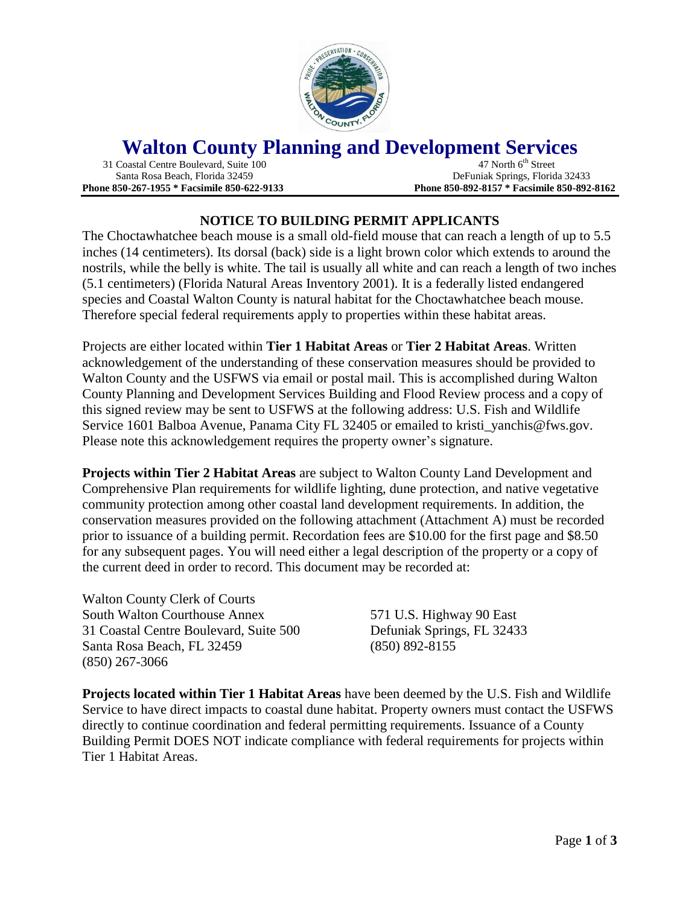# Walton County Planning and Development Services

31 Coastal Centre Boulevard, Suite 100
Santa Rosa Beach, Florida 32459
**Phone 850-267-1955 * Facsimile 850-622-9133**

47 North 6th Street
DeFuniak Springs, Florida 32433
**Phone 850-892-8157 * Facsimile 850-892-8162**

## NOTICE TO BUILDING PERMIT APPLICANTS

The Choctawhatchee beach mouse is a small old-field mouse that can reach a length of up to 5.5 inches (14 centimeters). Its dorsal (back) side is a light brown color which extends to around the nostrils, while the belly is white. The tail is usually all white and can reach a length of two inches (5.1 centimeters) (Florida Natural Areas Inventory 2001). It is a federally listed endangered species and Coastal Walton County is natural habitat for the Choctawhatchee beach mouse. Therefore special federal requirements apply to properties within these habitat areas.

Projects are either located within **Tier 1 Habitat Areas** or **Tier 2 Habitat Areas**. Written acknowledgement of the understanding of these conservation measures should be provided to Walton County and the USFWS via email or postal mail. This is accomplished during Walton County Planning and Development Services Building and Flood Review process and a copy of this signed review may be sent to USFWS at the following address: U.S. Fish and Wildlife Service 1601 Balboa Avenue, Panama City FL 32405 or emailed to kristi_yanchis@fws.gov. Please note this acknowledgement requires the property owner's signature.

**Projects within Tier 2 Habitat Areas** are subject to Walton County Land Development and Comprehensive Plan requirements for wildlife lighting, dune protection, and native vegetative community protection among other coastal land development requirements. In addition, the conservation measures provided on the following attachment (Attachment A) must be recorded prior to issuance of a building permit. Recordation fees are $10.00 for the first page and $8.50 for any subsequent pages. You will need either a legal description of the property or a copy of the current deed in order to record. This document may be recorded at:

Walton County Clerk of Courts
South Walton Courthouse Annex
31 Coastal Centre Boulevard, Suite 500
Santa Rosa Beach, FL 32459
(850) 267-3066

571 U.S. Highway 90 East
Defuniak Springs, FL 32433
(850) 892-8155

**Projects located within Tier 1 Habitat Areas** have been deemed by the U.S. Fish and Wildlife Service to have direct impacts to coastal dune habitat. Property owners must contact the USFWS directly to continue coordination and federal permitting requirements. Issuance of a County Building Permit DOES NOT indicate compliance with federal requirements for projects within Tier 1 Habitat Areas.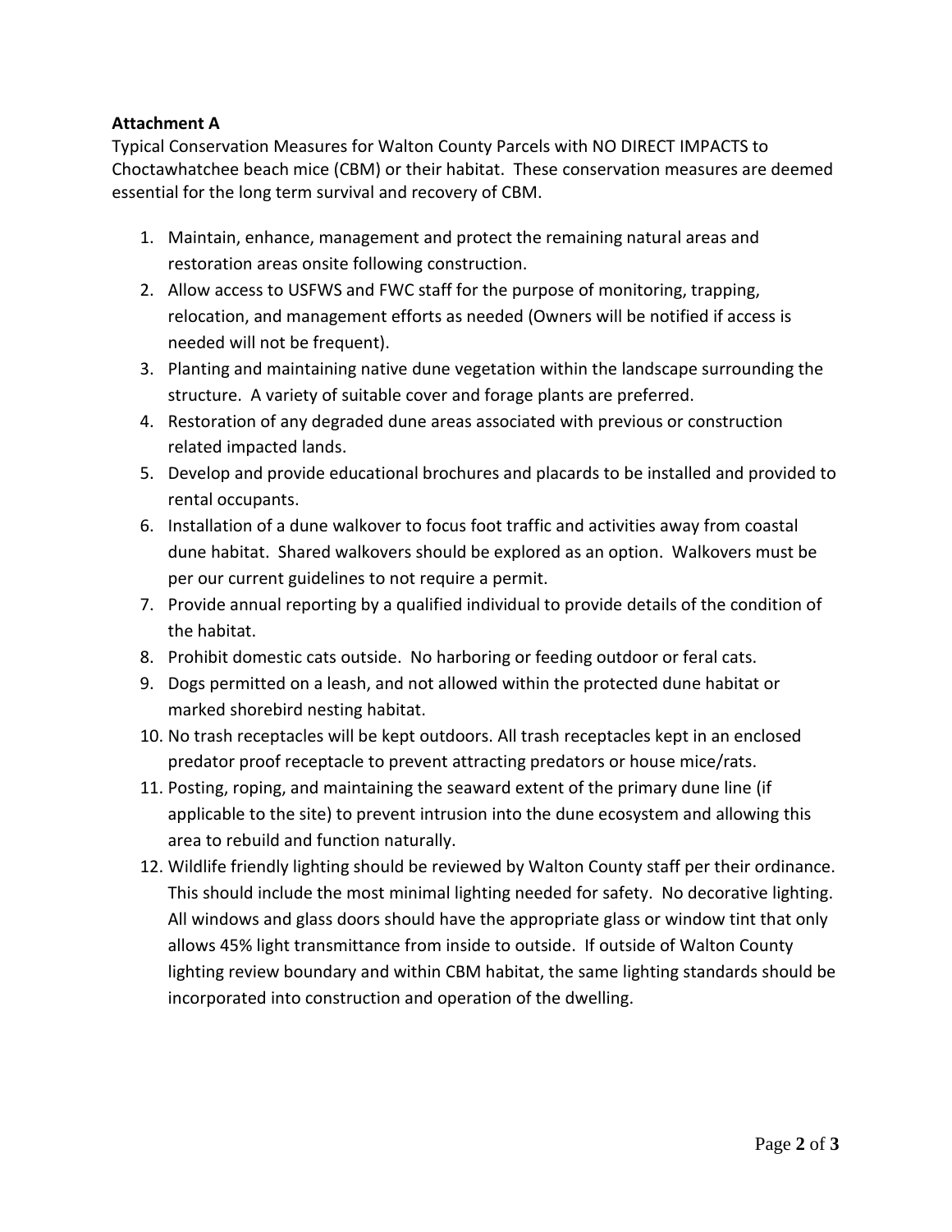**Attachment A**

Typical Conservation Measures for Walton County Parcels with NO DIRECT IMPACTS to Choctawhatchee beach mice (CBM) or their habitat. These conservation measures are deemed essential for the long term survival and recovery of CBM.

1. Maintain, enhance, management and protect the remaining natural areas and restoration areas onsite following construction.
2. Allow access to USFWS and FWC staff for the purpose of monitoring, trapping, relocation, and management efforts as needed (Owners will be notified if access is needed will not be frequent).
3. Planting and maintaining native dune vegetation within the landscape surrounding the structure. A variety of suitable cover and forage plants are preferred.
4. Restoration of any degraded dune areas associated with previous or construction related impacted lands.
5. Develop and provide educational brochures and placards to be installed and provided to rental occupants.
6. Installation of a dune walkover to focus foot traffic and activities away from coastal dune habitat. Shared walkovers should be explored as an option. Walkovers must be per our current guidelines to not require a permit.
7. Provide annual reporting by a qualified individual to provide details of the condition of the habitat.
8. Prohibit domestic cats outside. No harboring or feeding outdoor or feral cats.
9. Dogs permitted on a leash, and not allowed within the protected dune habitat or marked shorebird nesting habitat.
10. No trash receptacles will be kept outdoors. All trash receptacles kept in an enclosed predator proof receptacle to prevent attracting predators or house mice/rats.
11. Posting, roping, and maintaining the seaward extent of the primary dune line (if applicable to the site) to prevent intrusion into the dune ecosystem and allowing this area to rebuild and function naturally.
12. Wildlife friendly lighting should be reviewed by Walton County staff per their ordinance. This should include the most minimal lighting needed for safety. No decorative lighting. All windows and glass doors should have the appropriate glass or window tint that only allows 45% light transmittance from inside to outside. If outside of Walton County lighting review boundary and within CBM habitat, the same lighting standards should be incorporated into construction and operation of the dwelling.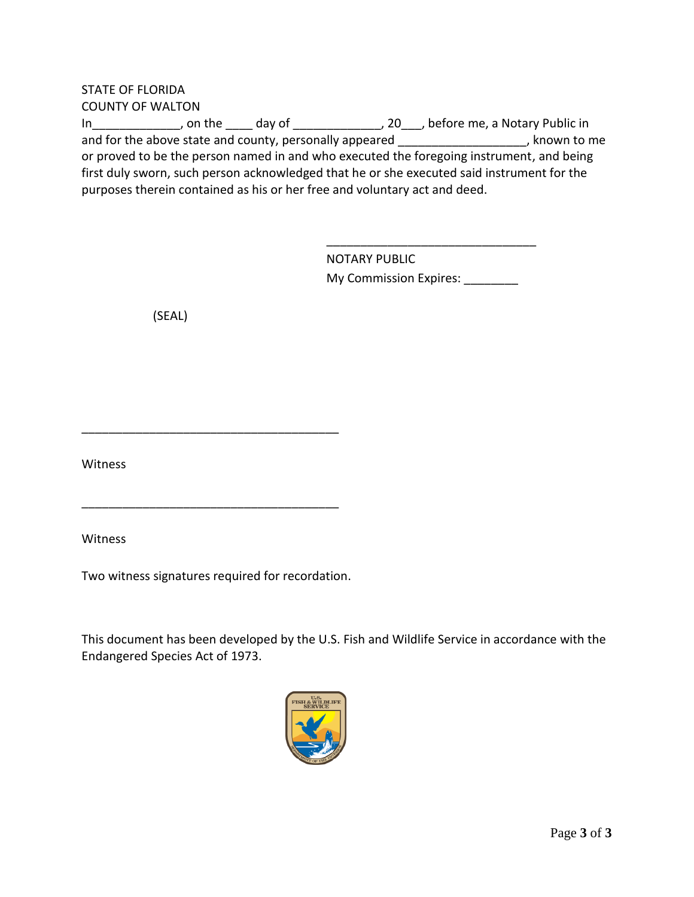STATE OF FLORIDA
COUNTY OF WALTON

In_____________, on the ____ day of _____________, 20___, before me, a Notary Public in and for the above state and county, personally appeared ___________________, known to me or proved to be the person named in and who executed the foregoing instrument, and being first duly sworn, such person acknowledged that he or she executed said instrument for the purposes therein contained as his or her free and voluntary act and deed.

________________________________

NOTARY PUBLIC

My Commission Expires: ________

(SEAL)

_______________________________________

Witness

_______________________________________

Witness

Two witness signatures required for recordation.

This document has been developed by the U.S. Fish and Wildlife Service in accordance with the Endangered Species Act of 1973.